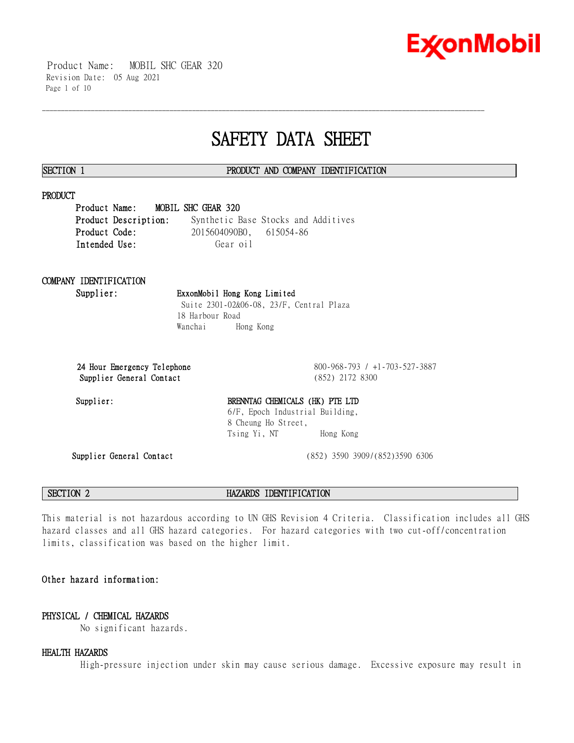# SAFETY DATA SHEET

## SECTION 1 PRODUCT AND COMPANY IDENTIFICATION

### PRODUCT

**Product Name:** **MOBIL SHC GEAR 320**
**Product Description:** Synthetic Base Stocks and Additives
**Product Code:** 2015604090B0, 615054-86
**Intended Use:** Gear oil

### COMPANY IDENTIFICATION

**Supplier:** **ExxonMobil Hong Kong Limited**
Suite 2301-02&06-08, 23/F, Central Plaza
18 Harbour Road
Wanchai Hong Kong

**24 Hour Emergency Telephone** 800-968-793 / +1-703-527-3887
**Supplier General Contact** (852) 2172 8300

**Supplier:** **BRENNTAG CHEMICALS (HK) PTE LTD**
6/F, Epoch Industrial Building,
8 Cheung Ho Street,
Tsing Yi, NT Hong Kong

**Supplier General Contact** (852) 3590 3909/(852)3590 6306

## SECTION 2 HAZARDS IDENTIFICATION

This material is not hazardous according to UN GHS Revision 4 Criteria. Classification includes all GHS hazard classes and all GHS hazard categories. For hazard categories with two cut-off/concentration limits, classification was based on the higher limit.

**Other hazard information:**

### PHYSICAL / CHEMICAL HAZARDS

No significant hazards.

### HEALTH HAZARDS

High-pressure injection under skin may cause serious damage. Excessive exposure may result in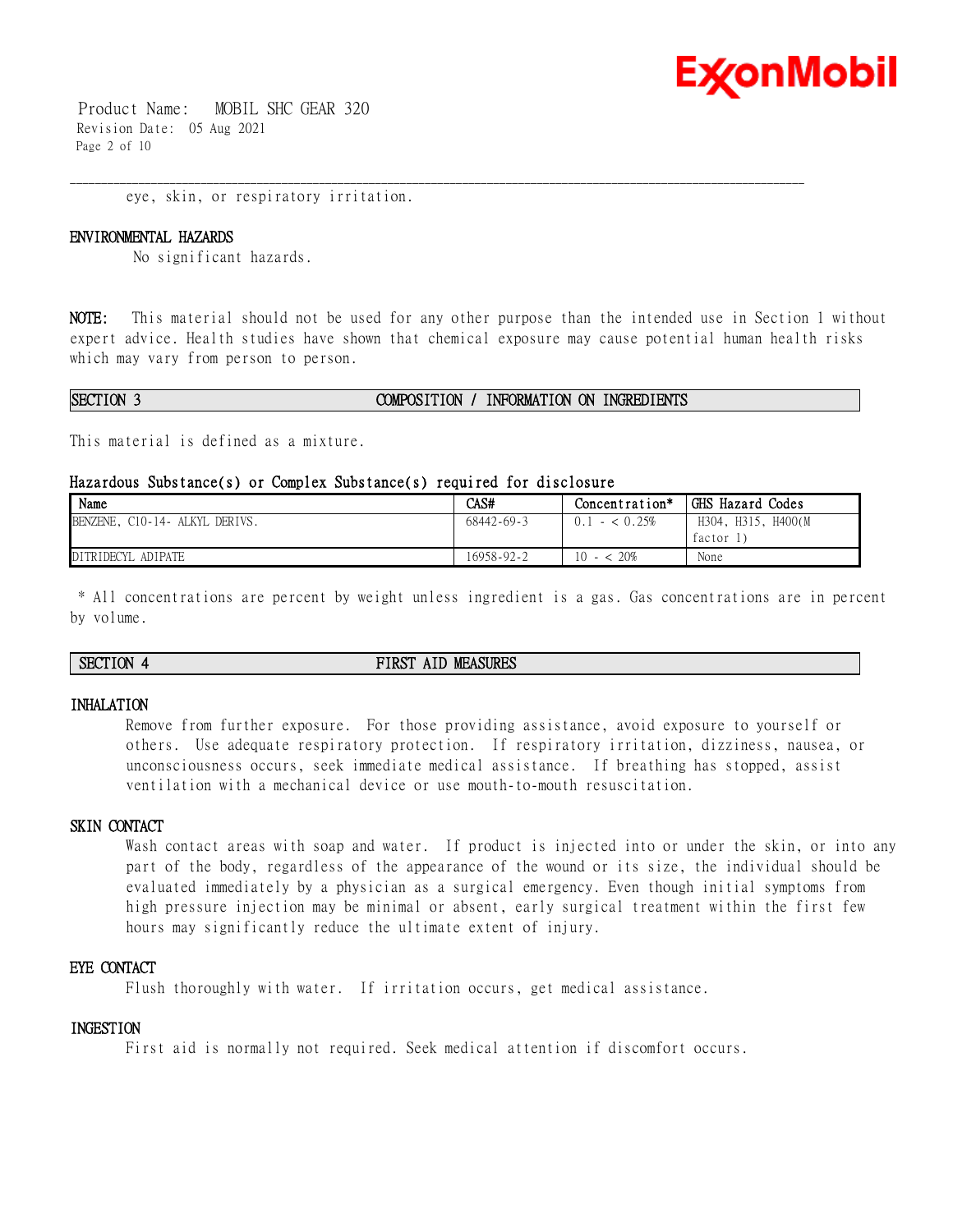eye, skin, or respiratory irritation.

### ENVIRONMENTAL HAZARDS

No significant hazards.

**NOTE:** This material should not be used for any other purpose than the intended use in Section 1 without expert advice. Health studies have shown that chemical exposure may cause potential human health risks which may vary from person to person.

## SECTION 3 COMPOSITION / INFORMATION ON INGREDIENTS

This material is defined as a mixture.

### Hazardous Substance(s) or Complex Substance(s) required for disclosure

| Name | CAS# | Concentration* | GHS Hazard Codes |
|---|---|---|---|
| BENZENE, C10-14- ALKYL DERIVS. | 68442-69-3 | 0.1 - < 0.25% | H304, H315, H400(M factor 1) |
| DITRIDECYL ADIPATE | 16958-92-2 | 10 - < 20% | None |

\* All concentrations are percent by weight unless ingredient is a gas. Gas concentrations are in percent by volume.

## SECTION 4 FIRST AID MEASURES

### INHALATION

Remove from further exposure. For those providing assistance, avoid exposure to yourself or others. Use adequate respiratory protection. If respiratory irritation, dizziness, nausea, or unconsciousness occurs, seek immediate medical assistance. If breathing has stopped, assist ventilation with a mechanical device or use mouth-to-mouth resuscitation.

### SKIN CONTACT

Wash contact areas with soap and water. If product is injected into or under the skin, or into any part of the body, regardless of the appearance of the wound or its size, the individual should be evaluated immediately by a physician as a surgical emergency. Even though initial symptoms from high pressure injection may be minimal or absent, early surgical treatment within the first few hours may significantly reduce the ultimate extent of injury.

### EYE CONTACT

Flush thoroughly with water. If irritation occurs, get medical assistance.

### INGESTION

First aid is normally not required. Seek medical attention if discomfort occurs.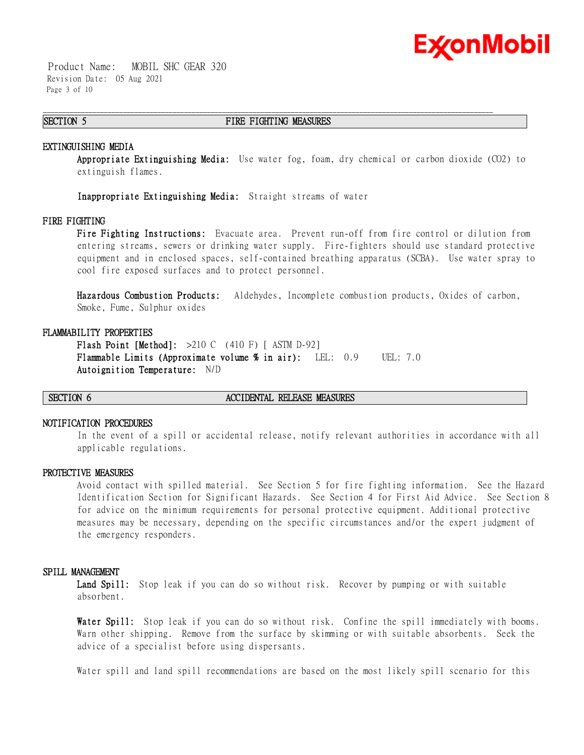## SECTION 5 FIRE FIGHTING MEASURES

### EXTINGUISHING MEDIA

**Appropriate Extinguishing Media:** Use water fog, foam, dry chemical or carbon dioxide ($CO_2$) to extinguish flames.

**Inappropriate Extinguishing Media:** Straight streams of water

### FIRE FIGHTING

**Fire Fighting Instructions:** Evacuate area. Prevent run-off from fire control or dilution from entering streams, sewers or drinking water supply. Fire-fighters should use standard protective equipment and in enclosed spaces, self-contained breathing apparatus (SCBA). Use water spray to cool fire exposed surfaces and to protect personnel.

**Hazardous Combustion Products:** Aldehydes, Incomplete combustion products, Oxides of carbon, Smoke, Fume, Sulphur oxides

### FLAMMABILITY PROPERTIES

**Flash Point [Method]:** >210 C (410 F) [ ASTM D-92]
**Flammable Limits (Approximate volume % in air):** LEL: 0.9 UEL: 7.0
**Autoignition Temperature:** N/D

## SECTION 6 ACCIDENTAL RELEASE MEASURES

### NOTIFICATION PROCEDURES

In the event of a spill or accidental release, notify relevant authorities in accordance with all applicable regulations.

### PROTECTIVE MEASURES

Avoid contact with spilled material. See Section 5 for fire fighting information. See the Hazard Identification Section for Significant Hazards. See Section 4 for First Aid Advice. See Section 8 for advice on the minimum requirements for personal protective equipment. Additional protective measures may be necessary, depending on the specific circumstances and/or the expert judgment of the emergency responders.

### SPILL MANAGEMENT

**Land Spill:** Stop leak if you can do so without risk. Recover by pumping or with suitable absorbent.

**Water Spill:** Stop leak if you can do so without risk. Confine the spill immediately with booms. Warn other shipping. Remove from the surface by skimming or with suitable absorbents. Seek the advice of a specialist before using dispersants.

Water spill and land spill recommendations are based on the most likely spill scenario for this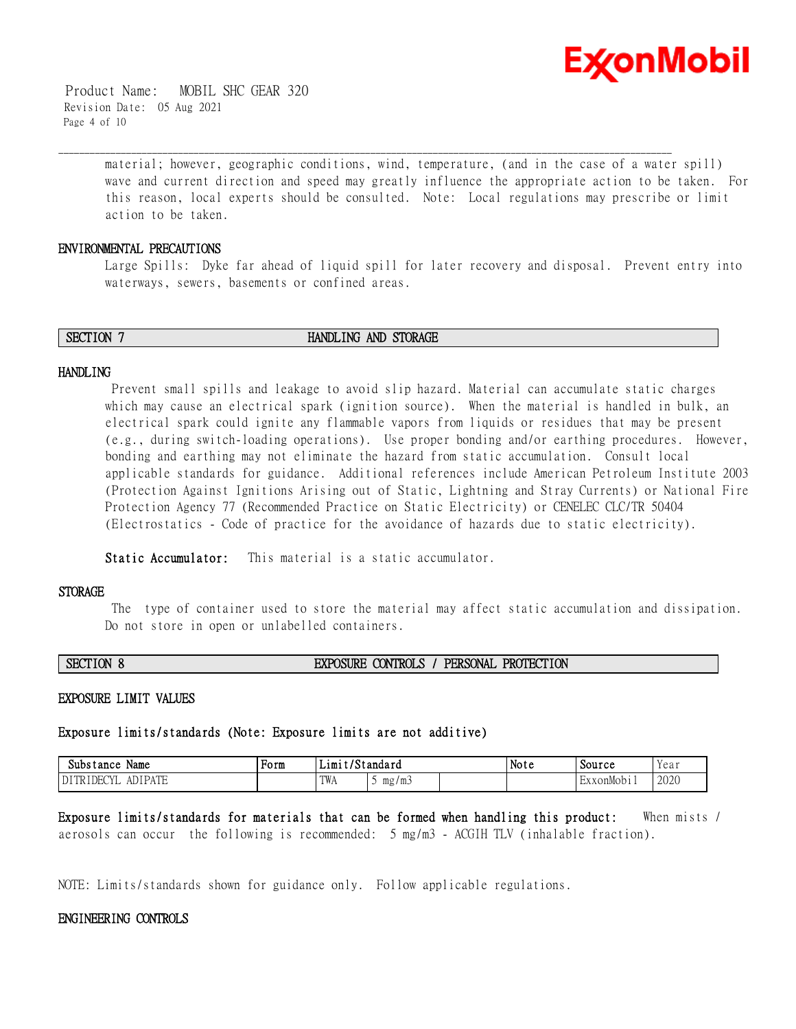material; however, geographic conditions, wind, temperature, (and in the case of a water spill) wave and current direction and speed may greatly influence the appropriate action to be taken. For this reason, local experts should be consulted. Note: Local regulations may prescribe or limit action to be taken.

### ENVIRONMENTAL PRECAUTIONS

Large Spills: Dyke far ahead of liquid spill for later recovery and disposal. Prevent entry into waterways, sewers, basements or confined areas.

## SECTION 7 HANDLING AND STORAGE

### HANDLING

Prevent small spills and leakage to avoid slip hazard. Material can accumulate static charges which may cause an electrical spark (ignition source). When the material is handled in bulk, an electrical spark could ignite any flammable vapors from liquids or residues that may be present (e.g., during switch-loading operations). Use proper bonding and/or earthing procedures. However, bonding and earthing may not eliminate the hazard from static accumulation. Consult local applicable standards for guidance. Additional references include American Petroleum Institute 2003 (Protection Against Ignitions Arising out of Static, Lightning and Stray Currents) or National Fire Protection Agency 77 (Recommended Practice on Static Electricity) or CENELEC CLC/TR 50404 (Electrostatics - Code of practice for the avoidance of hazards due to static electricity).

**Static Accumulator:** This material is a static accumulator.

### STORAGE

The type of container used to store the material may affect static accumulation and dissipation. Do not store in open or unlabelled containers.

## SECTION 8 EXPOSURE CONTROLS / PERSONAL PROTECTION

### EXPOSURE LIMIT VALUES

**Exposure limits/standards (Note: Exposure limits are not additive)**

| Substance Name | Form | Limit/Standard | | | Note | Source | Year |
|---|---|---|---|---|---|---|---|
| DITRIDECYL ADIPATE | | TWA | 5 mg/m3 | | | ExxonMobil | 2020 |

**Exposure limits/standards for materials that can be formed when handling this product:** When mists / aerosols can occur the following is recommended: 5 mg/m3 - ACGIH TLV (inhalable fraction).

NOTE: Limits/standards shown for guidance only. Follow applicable regulations.

### ENGINEERING CONTROLS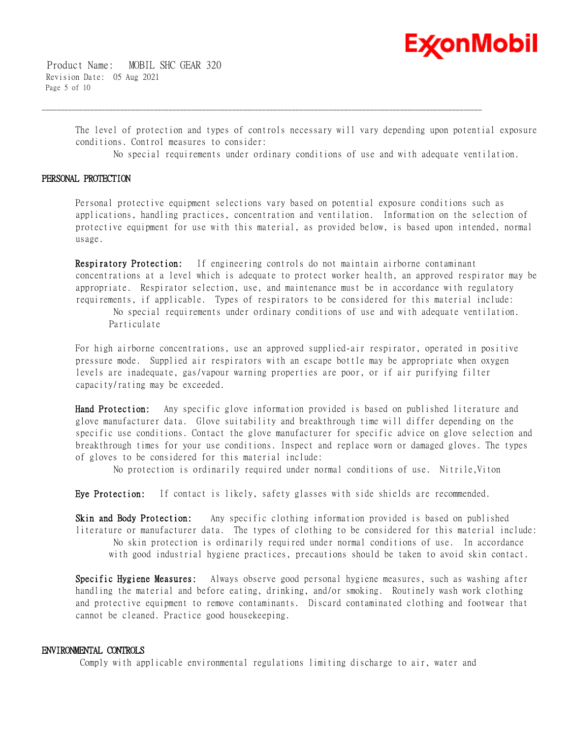The level of protection and types of controls necessary will vary depending upon potential exposure conditions. Control measures to consider:

No special requirements under ordinary conditions of use and with adequate ventilation.

## PERSONAL PROTECTION

Personal protective equipment selections vary based on potential exposure conditions such as applications, handling practices, concentration and ventilation. Information on the selection of protective equipment for use with this material, as provided below, is based upon intended, normal usage.

**Respiratory Protection:** If engineering controls do not maintain airborne contaminant concentrations at a level which is adequate to protect worker health, an approved respirator may be appropriate. Respirator selection, use, and maintenance must be in accordance with regulatory requirements, if applicable. Types of respirators to be considered for this material include:

No special requirements under ordinary conditions of use and with adequate ventilation.
Particulate

For high airborne concentrations, use an approved supplied-air respirator, operated in positive pressure mode. Supplied air respirators with an escape bottle may be appropriate when oxygen levels are inadequate, gas/vapour warning properties are poor, or if air purifying filter capacity/rating may be exceeded.

**Hand Protection:** Any specific glove information provided is based on published literature and glove manufacturer data. Glove suitability and breakthrough time will differ depending on the specific use conditions. Contact the glove manufacturer for specific advice on glove selection and breakthrough times for your use conditions. Inspect and replace worn or damaged gloves. The types of gloves to be considered for this material include:

No protection is ordinarily required under normal conditions of use. Nitrile,Viton

**Eye Protection:** If contact is likely, safety glasses with side shields are recommended.

**Skin and Body Protection:** Any specific clothing information provided is based on published literature or manufacturer data. The types of clothing to be considered for this material include:

No skin protection is ordinarily required under normal conditions of use. In accordance with good industrial hygiene practices, precautions should be taken to avoid skin contact.

**Specific Hygiene Measures:** Always observe good personal hygiene measures, such as washing after handling the material and before eating, drinking, and/or smoking. Routinely wash work clothing and protective equipment to remove contaminants. Discard contaminated clothing and footwear that cannot be cleaned. Practice good housekeeping.

## ENVIRONMENTAL CONTROLS

Comply with applicable environmental regulations limiting discharge to air, water and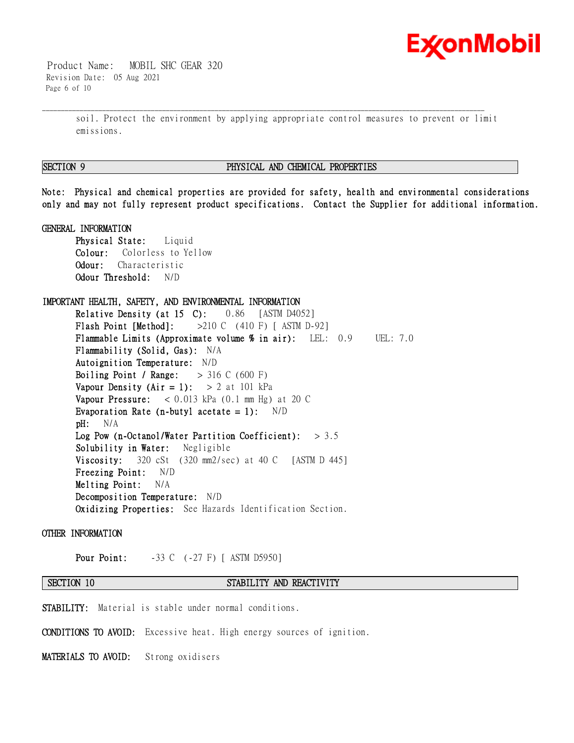soil. Protect the environment by applying appropriate control measures to prevent or limit emissions.

## SECTION 9 PHYSICAL AND CHEMICAL PROPERTIES

**Note:** Physical and chemical properties are provided for safety, health and environmental considerations only and may not fully represent product specifications. Contact the Supplier for additional information.

### GENERAL INFORMATION

**Physical State:** Liquid
**Colour:** Colorless to Yellow
**Odour:** Characteristic
**Odour Threshold:** N/D

### IMPORTANT HEALTH, SAFETY, AND ENVIRONMENTAL INFORMATION

**Relative Density (at 15 C):** 0.86 [ASTM D4052]
**Flash Point [Method]:** >210 C (410 F) [ ASTM D-92]
**Flammable Limits (Approximate volume % in air):** LEL: 0.9 UEL: 7.0
**Flammability (Solid, Gas):** N/A
**Autoignition Temperature:** N/D
**Boiling Point / Range:** > 316 C (600 F)
**Vapour Density (Air = 1):** > 2 at 101 kPa
**Vapour Pressure:** < 0.013 kPa (0.1 mm Hg) at 20 C
**Evaporation Rate (n-butyl acetate = 1):** N/D
**pH:** N/A
**Log Pow (n-Octanol/Water Partition Coefficient):** > 3.5
**Solubility in Water:** Negligible
**Viscosity:** 320 cSt (320 mm2/sec) at 40 C [ASTM D 445]
**Freezing Point:** N/D
**Melting Point:** N/A
**Decomposition Temperature:** N/D
**Oxidizing Properties:** See Hazards Identification Section.

### OTHER INFORMATION

**Pour Point:** -33 C (-27 F) [ ASTM D5950]

## SECTION 10 STABILITY AND REACTIVITY

**STABILITY:** Material is stable under normal conditions.

**CONDITIONS TO AVOID:** Excessive heat. High energy sources of ignition.

**MATERIALS TO AVOID:** Strong oxidisers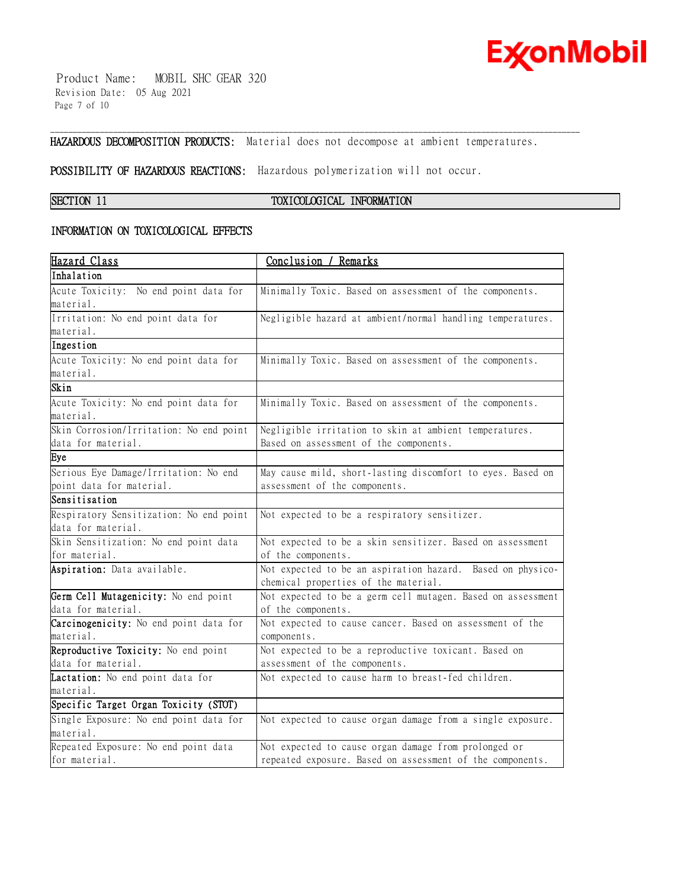**HAZARDOUS DECOMPOSITION PRODUCTS:** Material does not decompose at ambient temperatures.

**POSSIBILITY OF HAZARDOUS REACTIONS:** Hazardous polymerization will not occur.

## SECTION 11 TOXICOLOGICAL INFORMATION

### INFORMATION ON TOXICOLOGICAL EFFECTS

| Hazard Class | Conclusion / Remarks |
|---|---|
| **Inhalation** | |
| Acute Toxicity: No end point data for material. | Minimally Toxic. Based on assessment of the components. |
| Irritation: No end point data for material. | Negligible hazard at ambient/normal handling temperatures. |
| **Ingestion** | |
| Acute Toxicity: No end point data for material. | Minimally Toxic. Based on assessment of the components. |
| **Skin** | |
| Acute Toxicity: No end point data for material. | Minimally Toxic. Based on assessment of the components. |
| Skin Corrosion/Irritation: No end point data for material. | Negligible irritation to skin at ambient temperatures. Based on assessment of the components. |
| **Eye** | |
| Serious Eye Damage/Irritation: No end point data for material. | May cause mild, short-lasting discomfort to eyes. Based on assessment of the components. |
| **Sensitisation** | |
| Respiratory Sensitization: No end point data for material. | Not expected to be a respiratory sensitizer. |
| Skin Sensitization: No end point data for material. | Not expected to be a skin sensitizer. Based on assessment of the components. |
| **Aspiration:** Data available. | Not expected to be an aspiration hazard. Based on physico-chemical properties of the material. |
| **Germ Cell Mutagenicity:** No end point data for material. | Not expected to be a germ cell mutagen. Based on assessment of the components. |
| **Carcinogenicity:** No end point data for material. | Not expected to cause cancer. Based on assessment of the components. |
| **Reproductive Toxicity:** No end point data for material. | Not expected to be a reproductive toxicant. Based on assessment of the components. |
| **Lactation:** No end point data for material. | Not expected to cause harm to breast-fed children. |
| **Specific Target Organ Toxicity (STOT)** | |
| Single Exposure: No end point data for material. | Not expected to cause organ damage from a single exposure. |
| Repeated Exposure: No end point data for material. | Not expected to cause organ damage from prolonged or repeated exposure. Based on assessment of the components. |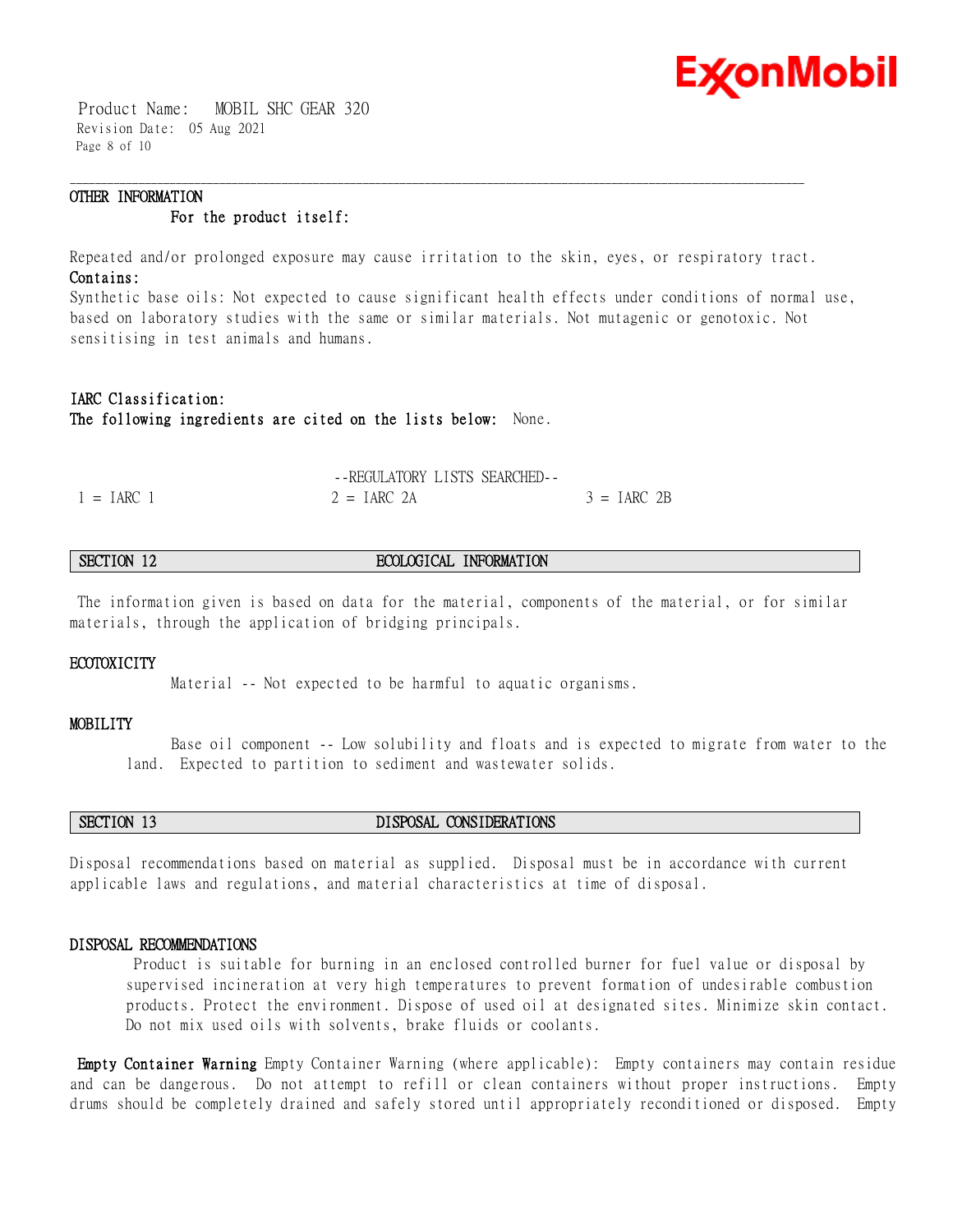### OTHER INFORMATION

**For the product itself:**

Repeated and/or prolonged exposure may cause irritation to the skin, eyes, or respiratory tract.

**Contains:**

Synthetic base oils: Not expected to cause significant health effects under conditions of normal use, based on laboratory studies with the same or similar materials. Not mutagenic or genotoxic. Not sensitising in test animals and humans.

**IARC Classification:**

**The following ingredients are cited on the lists below:** None.

--REGULATORY LISTS SEARCHED--

| 1 = IARC 1 | 2 = IARC 2A | 3 = IARC 2B |
|---|---|---|

## SECTION 12 ECOLOGICAL INFORMATION

The information given is based on data for the material, components of the material, or for similar materials, through the application of bridging principals.

### ECOTOXICITY

Material -- Not expected to be harmful to aquatic organisms.

### MOBILITY

Base oil component -- Low solubility and floats and is expected to migrate from water to the land. Expected to partition to sediment and wastewater solids.

## SECTION 13 DISPOSAL CONSIDERATIONS

Disposal recommendations based on material as supplied. Disposal must be in accordance with current applicable laws and regulations, and material characteristics at time of disposal.

### DISPOSAL RECOMMENDATIONS

Product is suitable for burning in an enclosed controlled burner for fuel value or disposal by supervised incineration at very high temperatures to prevent formation of undesirable combustion products. Protect the environment. Dispose of used oil at designated sites. Minimize skin contact. Do not mix used oils with solvents, brake fluids or coolants.

**Empty Container Warning** Empty Container Warning (where applicable): Empty containers may contain residue and can be dangerous. Do not attempt to refill or clean containers without proper instructions. Empty drums should be completely drained and safely stored until appropriately reconditioned or disposed. Empty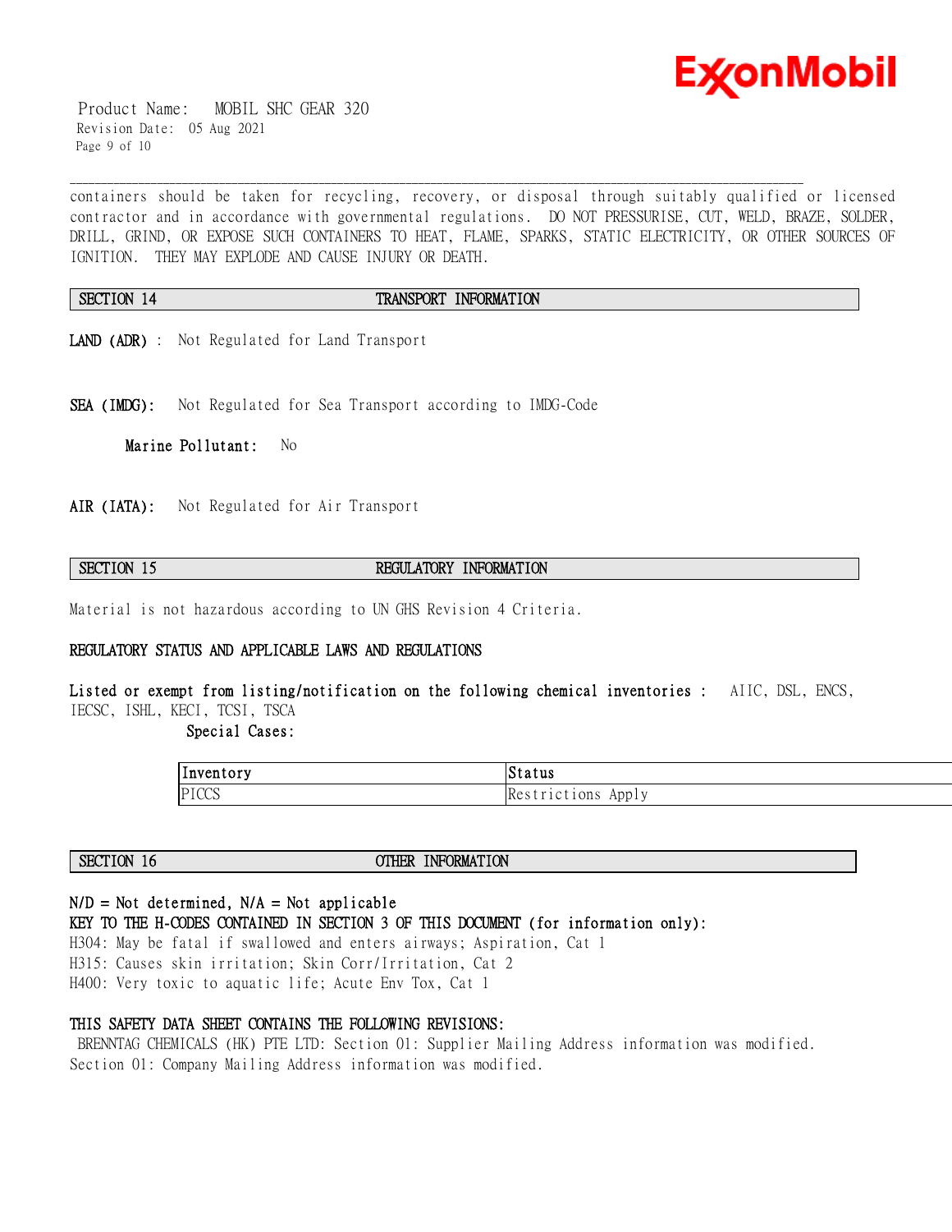containers should be taken for recycling, recovery, or disposal through suitably qualified or licensed contractor and in accordance with governmental regulations. DO NOT PRESSURISE, CUT, WELD, BRAZE, SOLDER, DRILL, GRIND, OR EXPOSE SUCH CONTAINERS TO HEAT, FLAME, SPARKS, STATIC ELECTRICITY, OR OTHER SOURCES OF IGNITION. THEY MAY EXPLODE AND CAUSE INJURY OR DEATH.

## SECTION 14 TRANSPORT INFORMATION

**LAND (ADR)** : Not Regulated for Land Transport

**SEA (IMDG):** Not Regulated for Sea Transport according to IMDG-Code

**Marine Pollutant:** No

**AIR (IATA):** Not Regulated for Air Transport

## SECTION 15 REGULATORY INFORMATION

Material is not hazardous according to UN GHS Revision 4 Criteria.

**REGULATORY STATUS AND APPLICABLE LAWS AND REGULATIONS**

**Listed or exempt from listing/notification on the following chemical inventories :** AIIC, DSL, ENCS, IECSC, ISHL, KECI, TCSI, TSCA

**Special Cases:**

| Inventory | Status |
| --- | --- |
| PICCS | Restrictions Apply |

## SECTION 16 OTHER INFORMATION

**N/D = Not determined, N/A = Not applicable**

**KEY TO THE H-CODES CONTAINED IN SECTION 3 OF THIS DOCUMENT (for information only):**

H304: May be fatal if swallowed and enters airways; Aspiration, Cat 1
H315: Causes skin irritation; Skin Corr/Irritation, Cat 2
H400: Very toxic to aquatic life; Acute Env Tox, Cat 1

**THIS SAFETY DATA SHEET CONTAINS THE FOLLOWING REVISIONS:**

BRENNTAG CHEMICALS (HK) PTE LTD: Section 01: Supplier Mailing Address information was modified.
Section 01: Company Mailing Address information was modified.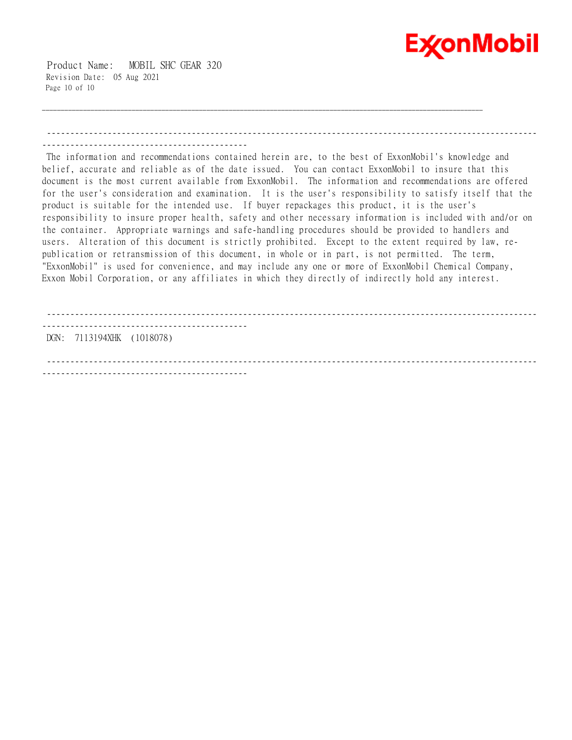The information and recommendations contained herein are, to the best of ExxonMobil's knowledge and belief, accurate and reliable as of the date issued. You can contact ExxonMobil to insure that this document is the most current available from ExxonMobil. The information and recommendations are offered for the user's consideration and examination. It is the user's responsibility to satisfy itself that the product is suitable for the intended use. If buyer repackages this product, it is the user's responsibility to insure proper health, safety and other necessary information is included with and/or on the container. Appropriate warnings and safe-handling procedures should be provided to handlers and users. Alteration of this document is strictly prohibited. Except to the extent required by law, re-publication or retransmission of this document, in whole or in part, is not permitted. The term, "ExxonMobil" is used for convenience, and may include any one or more of ExxonMobil Chemical Company, Exxon Mobil Corporation, or any affiliates in which they directly of indirectly hold any interest.

---

DGN: 7113194XHK (1018078)

---